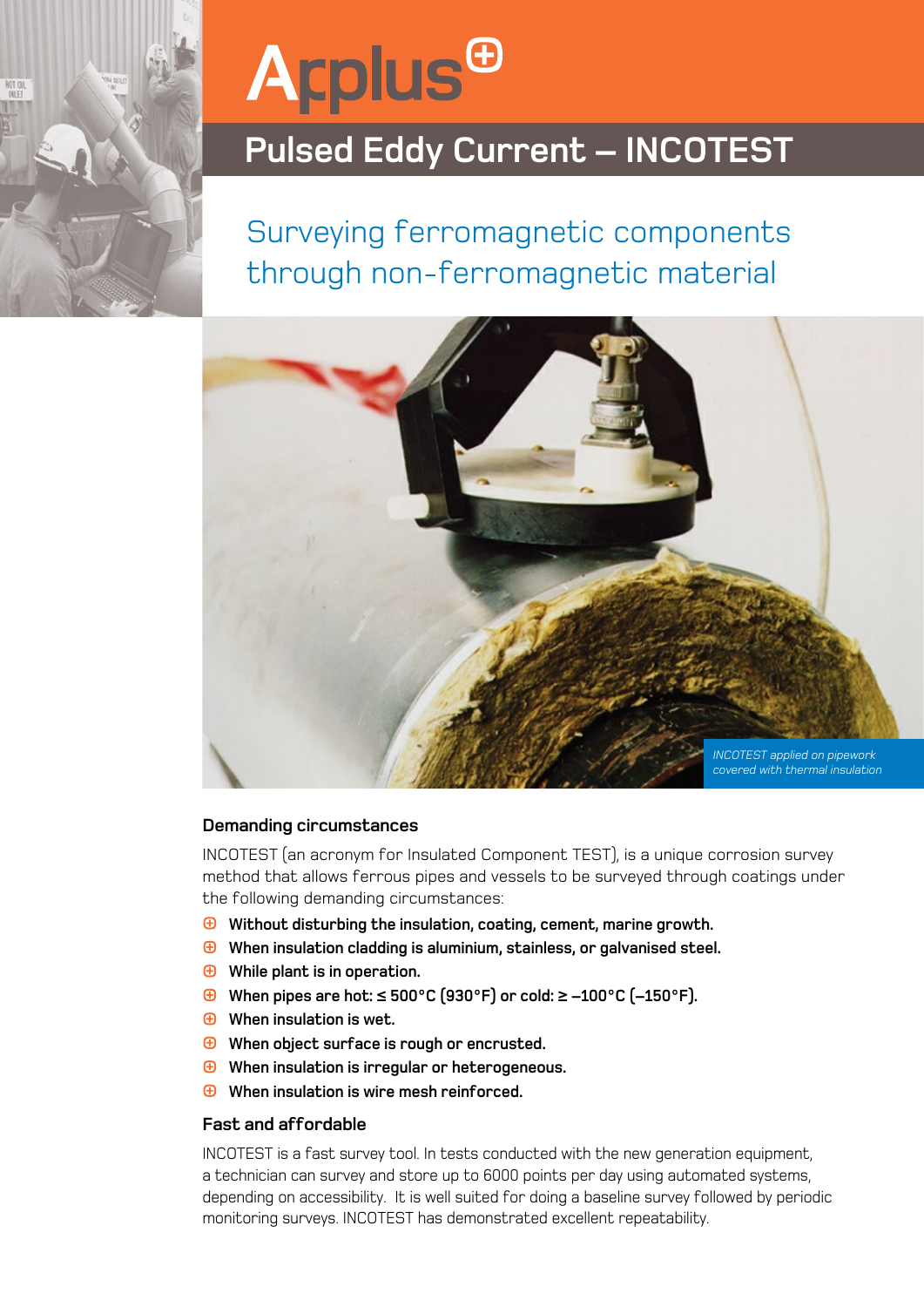# Applus

## Pulsed Eddy Current – INCOTEST

### Surveying ferromagnetic components through non-ferromagnetic material

*INCOTEST applied on pipework covered with thermal insulation*

#### Demanding circumstances

INCOTEST (an acronym for Insulated Component TEST), is a unique corrosion survey method that allows ferrous pipes and vessels to be surveyed through coatings under the following demanding circumstances:

- **Without disturbing the insulation, coating, cement, marine growth.**
- **When insulation cladding is aluminium, stainless, or galvanised steel.**
- **While plant is in operation.**
- **When pipes are hot: ≤ 500°C (930°F) or cold: ≥ –100°C (–150°F).**
- **When insulation is wet.**
- **When object surface is rough or encrusted.**
- **When insulation is irregular or heterogeneous.**
- **When insulation is wire mesh reinforced.**

#### Fast and affordable

INCOTEST is a fast survey tool. In tests conducted with the new generation equipment, a technician can survey and store up to 6000 points per day using automated systems, depending on accessibility. It is well suited for doing a baseline survey followed by periodic monitoring surveys. INCOTEST has demonstrated excellent repeatability.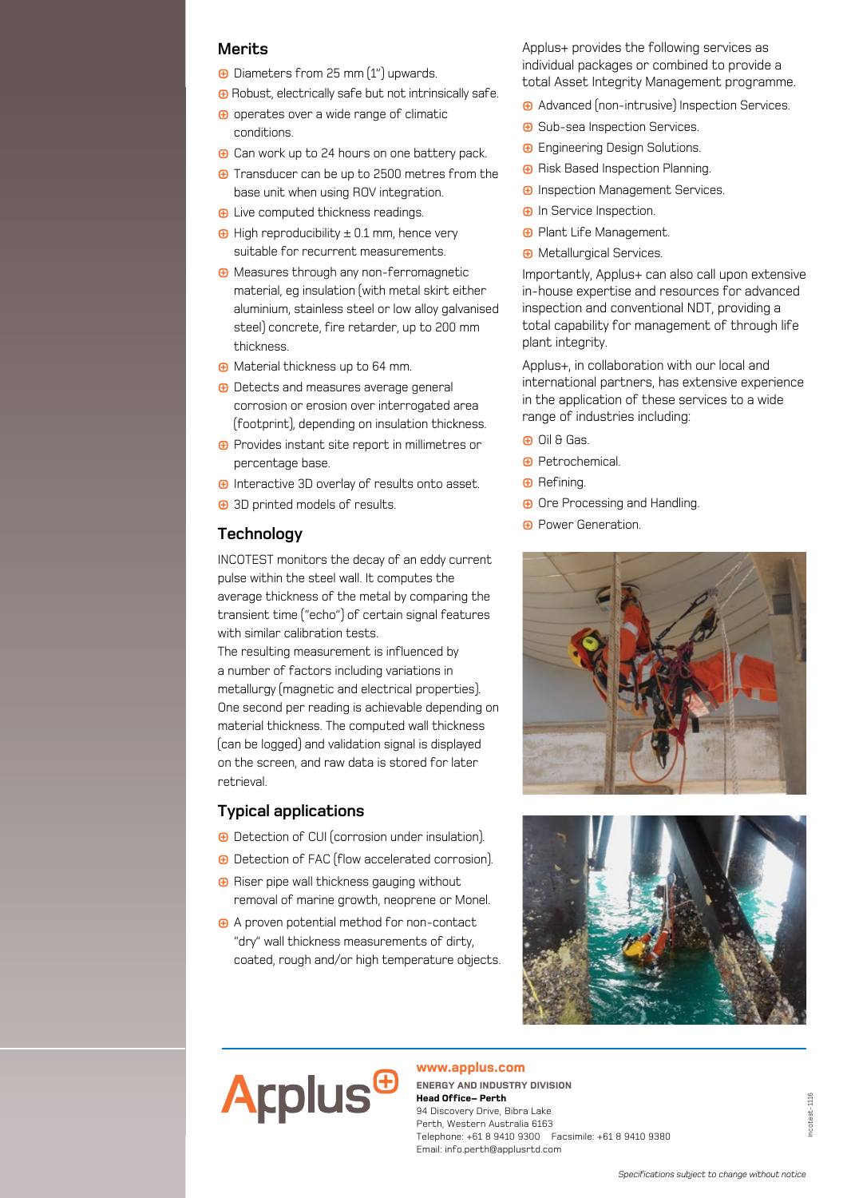## Merits

- Diameters from 25 mm (1") upwards.
- Robust, electrically safe but not intrinsically safe.
- operates over a wide range of climatic conditions.
- Can work up to 24 hours on one battery pack.
- Transducer can be up to 2500 metres from the base unit when using ROV integration.
- Live computed thickness readings.
- High reproducibility ± 0.1 mm, hence very suitable for recurrent measurements.
- Measures through any non-ferromagnetic material, eg insulation (with metal skirt either aluminium, stainless steel or low alloy galvanised steel) concrete, fire retarder, up to 200 mm thickness.
- Material thickness up to 64 mm.
- Detects and measures average general corrosion or erosion over interrogated area (footprint), depending on insulation thickness.
- Provides instant site report in millimetres or percentage base.
- Interactive 3D overlay of results onto asset.
- 3D printed models of results.

## Technology

INCOTEST monitors the decay of an eddy current pulse within the steel wall. It computes the average thickness of the metal by comparing the transient time ("echo") of certain signal features with similar calibration tests.
The resulting measurement is influenced by a number of factors including variations in metallurgy (magnetic and electrical properties). One second per reading is achievable depending on material thickness. The computed wall thickness (can be logged) and validation signal is displayed on the screen, and raw data is stored for later retrieval.

## Typical applications

- Detection of CUI (corrosion under insulation).
- Detection of FAC (flow accelerated corrosion).
- Riser pipe wall thickness gauging without removal of marine growth, neoprene or Monel.
- A proven potential method for non-contact "dry" wall thickness measurements of dirty, coated, rough and/or high temperature objects.

Applus+ provides the following services as individual packages or combined to provide a total Asset Integrity Management programme.

- Advanced (non-intrusive) Inspection Services.
- Sub-sea Inspection Services.
- Engineering Design Solutions.
- Risk Based Inspection Planning.
- Inspection Management Services.
- In Service Inspection.
- Plant Life Management.
- Metallurgical Services.

Importantly, Applus+ can also call upon extensive in-house expertise and resources for advanced inspection and conventional NDT, providing a total capability for management of through life plant integrity.

Applus+, in collaboration with our local and international partners, has extensive experience in the application of these services to a wide range of industries including:

- Oil & Gas.
- Petrochemical.
- Refining.
- Ore Processing and Handling.
- Power Generation.

Applus

**www.applus.com**

**ENERGY AND INDUSTRY DIVISION**
**Head Office– Perth**
94 Discovery Drive, Bibra Lake
Perth, Western Australia 6163
Telephone: +61 8 9410 9300   Facsimile: +61 8 9410 9380
Email: info.perth@applusrtd.com

Incotest-1116

*Specifications subject to change without notice*